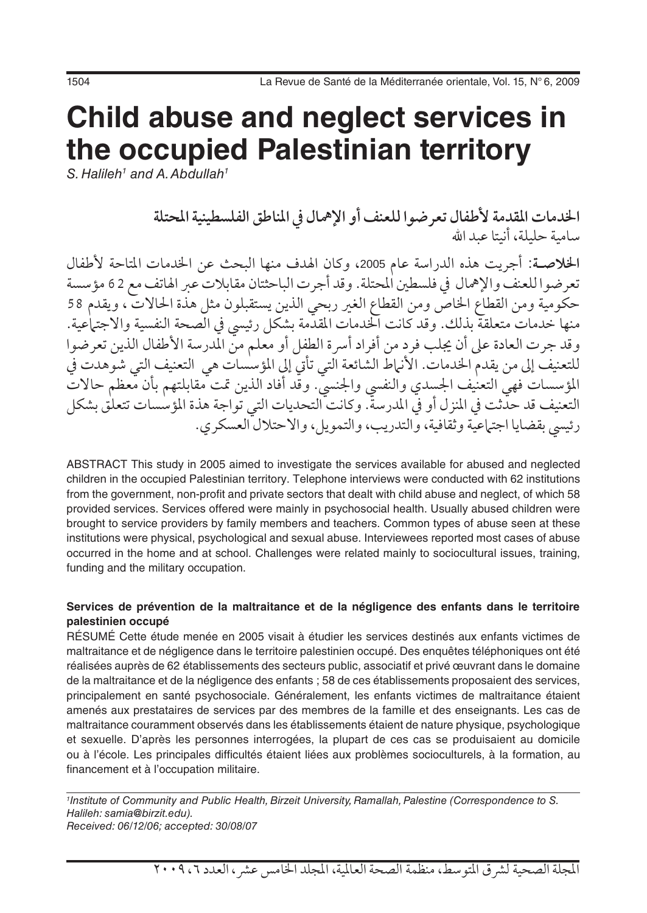# Child abuse and neglect services in the occupied Palestinian territory

*S. Halileh[1] and A. Abdullah[1]*

**الخدمات المقدمة لأطفال تعرضوا للعنف أو الإهمال في المناطق الفلسطينية المحتلة**

سامية حليلة، أنيتا عبد الله

**الخلاصـة:** أجريت هذه الدراسة عام 2005، وكان الهدف منها البحث عن الخدمات المتاحة لأطفال تعرضوا للعنف والإهمال في فلسطين المحتلة. وقد أجرت الباحثتان مقابلات عبر الهاتف مع 62 مؤسسة حكومية ومن القطاع الخاص ومن القطاع الغير ربحي الذين يستقبلون مثل هذة الحالات، ويقدم 58 منها خدمات متعلقة بذلك. وقد كانت الخدمات المقدمة بشكل رئيسي في الصحة النفسية والاجتماعية. وقد جرت العادة على أن يجلب فرد من أفراد أسرة الطفل أو معلم من المدرسة الأطفال الذين تعرضوا للتعنيف إلى من يقدم الخدمات. الأنماط الشائعة التي تأتي إلى المؤسسات هي التعنيف التي شوهدت في المؤسسات فهي التعنيف الجسدي والنفسي والجنسي. وقد أفاد الذين تمت مقابلتهم بأن معظم حالات التعنيف قد حدثت في المنزل أو في المدرسة. وكانت التحديات التي تواجة هذة المؤسسات تتعلق بشكل رئيسي بقضايا اجتماعية وثقافية، والتدريب، والتمويل، والاحتلال العسكري.

ABSTRACT This study in 2005 aimed to investigate the services available for abused and neglected children in the occupied Palestinian territory. Telephone interviews were conducted with 62 institutions from the government, non-profit and private sectors that dealt with child abuse and neglect, of which 58 provided services. Services offered were mainly in psychosocial health. Usually abused children were brought to service providers by family members and teachers. Common types of abuse seen at these institutions were physical, psychological and sexual abuse. Interviewees reported most cases of abuse occurred in the home and at school. Challenges were related mainly to sociocultural issues, training, funding and the military occupation.

**Services de prévention de la maltraitance et de la négligence des enfants dans le territoire palestinien occupé**

RÉSUMÉ Cette étude menée en 2005 visait à étudier les services destinés aux enfants victimes de maltraitance et de négligence dans le territoire palestinien occupé. Des enquêtes téléphoniques ont été réalisées auprès de 62 établissements des secteurs public, associatif et privé œuvrant dans le domaine de la maltraitance et de la négligence des enfants ; 58 de ces établissements proposaient des services, principalement en santé psychosociale. Généralement, les enfants victimes de maltraitance étaient amenés aux prestataires de services par des membres de la famille et des enseignants. Les cas de maltraitance couramment observés dans les établissements étaient de nature physique, psychologique et sexuelle. D'après les personnes interrogées, la plupart de ces cas se produisaient au domicile ou à l'école. Les principales difficultés étaient liées aux problèmes socioculturels, à la formation, au financement et à l'occupation militaire.

*[1]Institute of Community and Public Health, Birzeit University, Ramallah, Palestine (Correspondence to S. Halileh: samia@birzit.edu).*
*Received: 06/12/06; accepted: 30/08/07*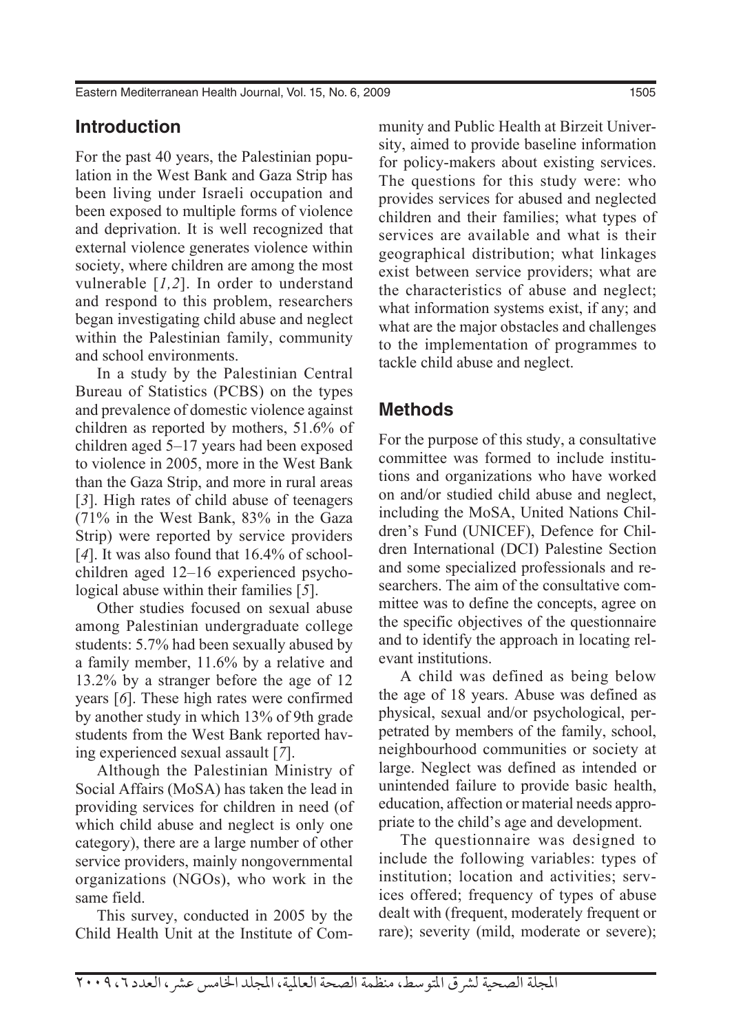## Introduction

For the past 40 years, the Palestinian population in the West Bank and Gaza Strip has been living under Israeli occupation and been exposed to multiple forms of violence and deprivation. It is well recognized that external violence generates violence within society, where children are among the most vulnerable [*1,2*]. In order to understand and respond to this problem, researchers began investigating child abuse and neglect within the Palestinian family, community and school environments.

In a study by the Palestinian Central Bureau of Statistics (PCBS) on the types and prevalence of domestic violence against children as reported by mothers, 51.6% of children aged 5–17 years had been exposed to violence in 2005, more in the West Bank than the Gaza Strip, and more in rural areas [*3*]. High rates of child abuse of teenagers (71% in the West Bank, 83% in the Gaza Strip) were reported by service providers [*4*]. It was also found that 16.4% of schoolchildren aged 12–16 experienced psychological abuse within their families [*5*].

Other studies focused on sexual abuse among Palestinian undergraduate college students: 5.7% had been sexually abused by a family member, 11.6% by a relative and 13.2% by a stranger before the age of 12 years [*6*]. These high rates were confirmed by another study in which 13% of 9th grade students from the West Bank reported having experienced sexual assault [*7*].

Although the Palestinian Ministry of Social Affairs (MoSA) has taken the lead in providing services for children in need (of which child abuse and neglect is only one category), there are a large number of other service providers, mainly nongovernmental organizations (NGOs), who work in the same field.

This survey, conducted in 2005 by the Child Health Unit at the Institute of Community and Public Health at Birzeit University, aimed to provide baseline information for policy-makers about existing services. The questions for this study were: who provides services for abused and neglected children and their families; what types of services are available and what is their geographical distribution; what linkages exist between service providers; what are the characteristics of abuse and neglect; what information systems exist, if any; and what are the major obstacles and challenges to the implementation of programmes to tackle child abuse and neglect.

## Methods

For the purpose of this study, a consultative committee was formed to include institutions and organizations who have worked on and/or studied child abuse and neglect, including the MoSA, United Nations Children's Fund (UNICEF), Defence for Children International (DCI) Palestine Section and some specialized professionals and researchers. The aim of the consultative committee was to define the concepts, agree on the specific objectives of the questionnaire and to identify the approach in locating relevant institutions.

A child was defined as being below the age of 18 years. Abuse was defined as physical, sexual and/or psychological, perpetrated by members of the family, school, neighbourhood communities or society at large. Neglect was defined as intended or unintended failure to provide basic health, education, affection or material needs appropriate to the child's age and development.

The questionnaire was designed to include the following variables: types of institution; location and activities; services offered; frequency of types of abuse dealt with (frequent, moderately frequent or rare); severity (mild, moderate or severe);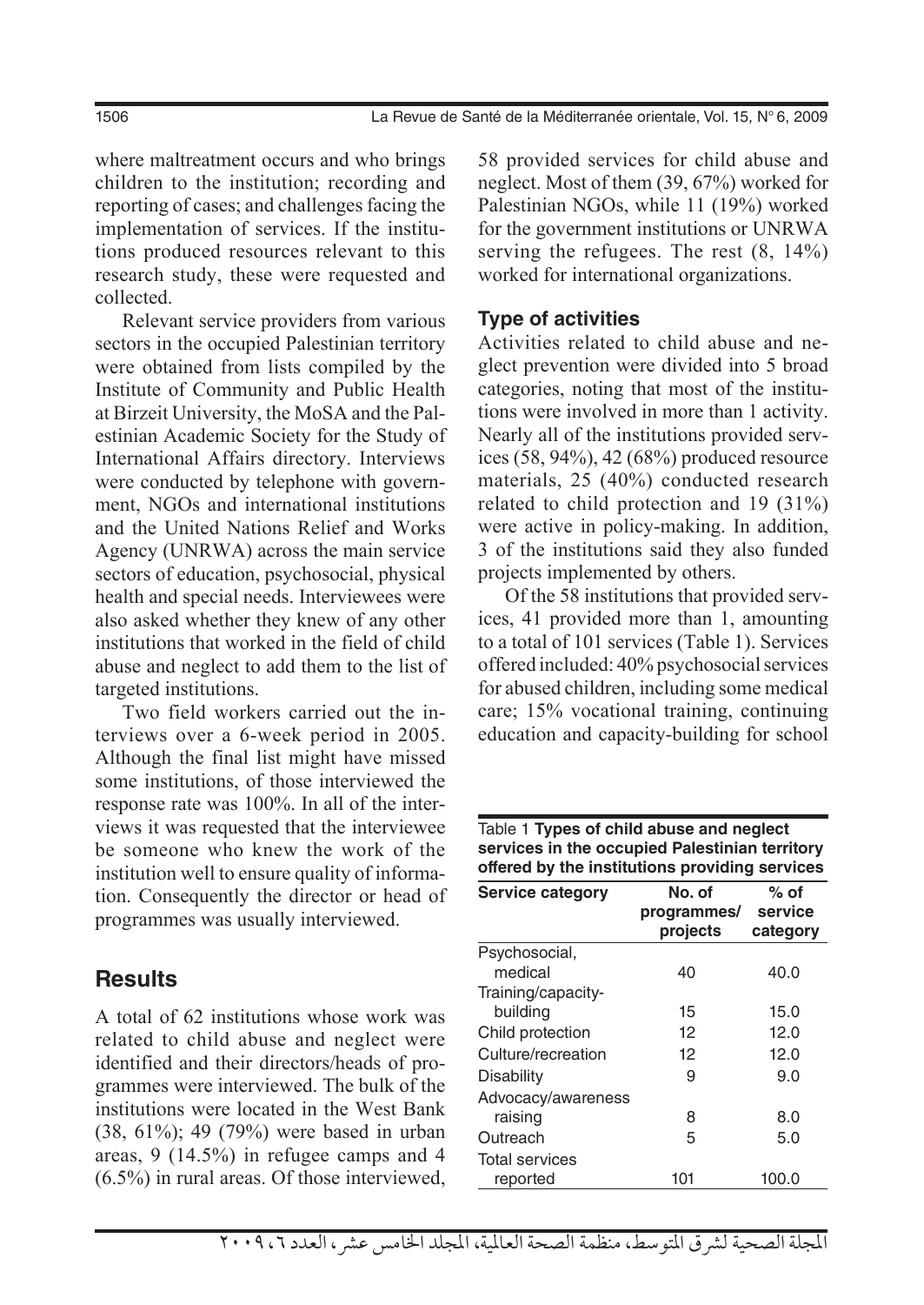where maltreatment occurs and who brings children to the institution; recording and reporting of cases; and challenges facing the implementation of services. If the institutions produced resources relevant to this research study, these were requested and collected.

Relevant service providers from various sectors in the occupied Palestinian territory were obtained from lists compiled by the Institute of Community and Public Health at Birzeit University, the MoSA and the Palestinian Academic Society for the Study of International Affairs directory. Interviews were conducted by telephone with government, NGOs and international institutions and the United Nations Relief and Works Agency (UNRWA) across the main service sectors of education, psychosocial, physical health and special needs. Interviewees were also asked whether they knew of any other institutions that worked in the field of child abuse and neglect to add them to the list of targeted institutions.

Two field workers carried out the interviews over a 6-week period in 2005. Although the final list might have missed some institutions, of those interviewed the response rate was 100%. In all of the interviews it was requested that the interviewee be someone who knew the work of the institution well to ensure quality of information. Consequently the director or head of programmes was usually interviewed.

## Results

A total of 62 institutions whose work was related to child abuse and neglect were identified and their directors/heads of programmes were interviewed. The bulk of the institutions were located in the West Bank (38, 61%); 49 (79%) were based in urban areas, 9 (14.5%) in refugee camps and 4 (6.5%) in rural areas. Of those interviewed, 58 provided services for child abuse and neglect. Most of them (39, 67%) worked for Palestinian NGOs, while 11 (19%) worked for the government institutions or UNRWA serving the refugees. The rest (8, 14%) worked for international organizations.

### Type of activities

Activities related to child abuse and neglect prevention were divided into 5 broad categories, noting that most of the institutions were involved in more than 1 activity. Nearly all of the institutions provided services (58, 94%), 42 (68%) produced resource materials, 25 (40%) conducted research related to child protection and 19 (31%) were active in policy-making. In addition, 3 of the institutions said they also funded projects implemented by others.

Of the 58 institutions that provided services, 41 provided more than 1, amounting to a total of 101 services (Table 1). Services offered included: 40% psychosocial services for abused children, including some medical care; 15% vocational training, continuing education and capacity-building for school

Table 1 **Types of child abuse and neglect services in the occupied Palestinian territory offered by the institutions providing services**

| Service category | No. of programmes/ projects | % of service category |
|---|---|---|
| Psychosocial, medical | 40 | 40.0 |
| Training/capacity-building | 15 | 15.0 |
| Child protection | 12 | 12.0 |
| Culture/recreation | 12 | 12.0 |
| Disability | 9 | 9.0 |
| Advocacy/awareness raising | 8 | 8.0 |
| Outreach | 5 | 5.0 |
| Total services reported | 101 | 100.0 |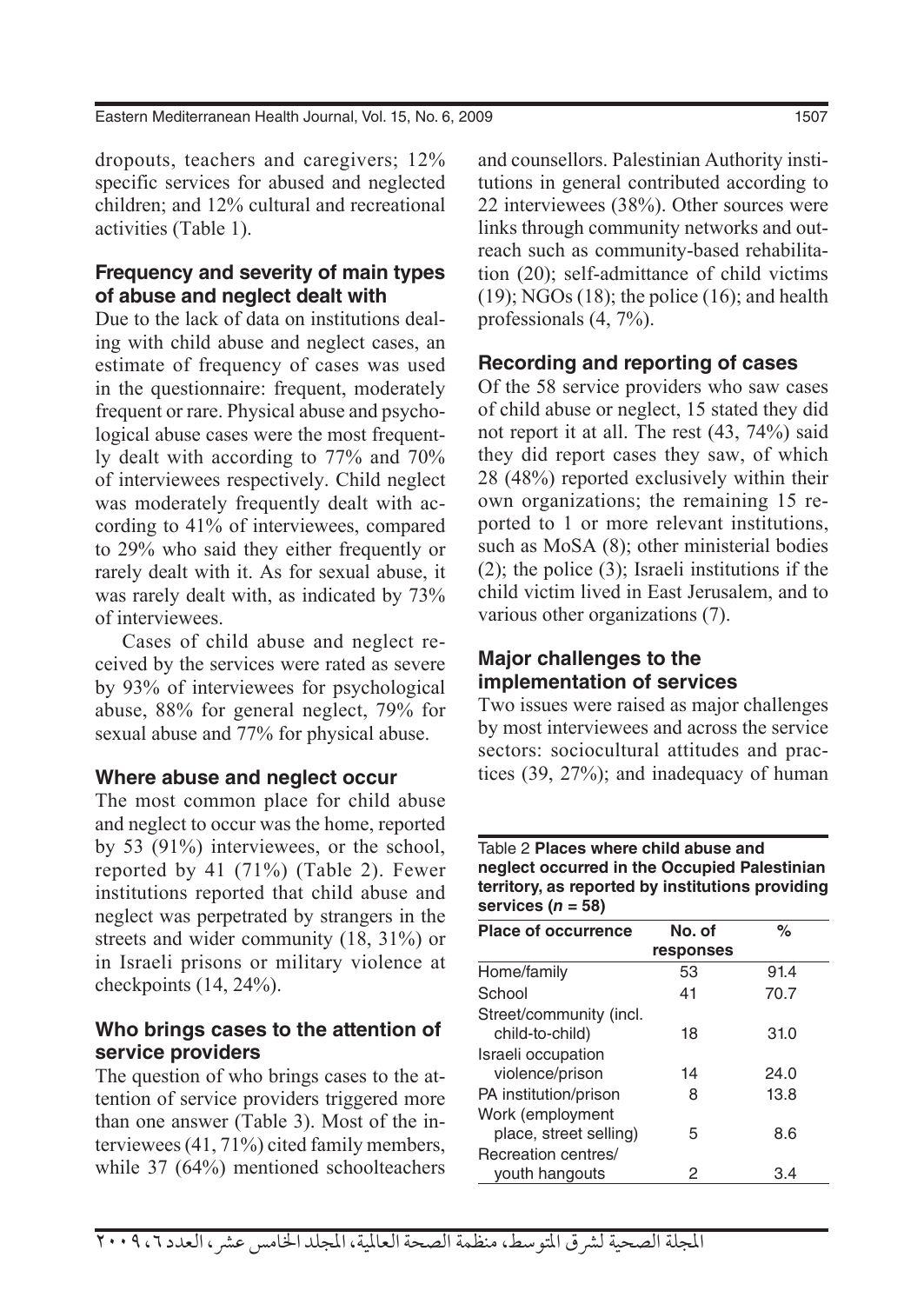dropouts, teachers and caregivers; 12% specific services for abused and neglected children; and 12% cultural and recreational activities (Table 1).

### Frequency and severity of main types of abuse and neglect dealt with

Due to the lack of data on institutions dealing with child abuse and neglect cases, an estimate of frequency of cases was used in the questionnaire: frequent, moderately frequent or rare. Physical abuse and psychological abuse cases were the most frequently dealt with according to 77% and 70% of interviewees respectively. Child neglect was moderately frequently dealt with according to 41% of interviewees, compared to 29% who said they either frequently or rarely dealt with it. As for sexual abuse, it was rarely dealt with, as indicated by 73% of interviewees.

Cases of child abuse and neglect received by the services were rated as severe by 93% of interviewees for psychological abuse, 88% for general neglect, 79% for sexual abuse and 77% for physical abuse.

### Where abuse and neglect occur

The most common place for child abuse and neglect to occur was the home, reported by 53 (91%) interviewees, or the school, reported by 41 (71%) (Table 2). Fewer institutions reported that child abuse and neglect was perpetrated by strangers in the streets and wider community (18, 31%) or in Israeli prisons or military violence at checkpoints (14, 24%).

### Who brings cases to the attention of service providers

The question of who brings cases to the attention of service providers triggered more than one answer (Table 3). Most of the interviewees (41, 71%) cited family members, while 37 (64%) mentioned schoolteachers and counsellors. Palestinian Authority institutions in general contributed according to 22 interviewees (38%). Other sources were links through community networks and outreach such as community-based rehabilitation (20); self-admittance of child victims (19); NGOs (18); the police (16); and health professionals (4, 7%).

### Recording and reporting of cases

Of the 58 service providers who saw cases of child abuse or neglect, 15 stated they did not report it at all. The rest (43, 74%) said they did report cases they saw, of which 28 (48%) reported exclusively within their own organizations; the remaining 15 reported to 1 or more relevant institutions, such as MoSA (8); other ministerial bodies (2); the police (3); Israeli institutions if the child victim lived in East Jerusalem, and to various other organizations (7).

### Major challenges to the implementation of services

Two issues were raised as major challenges by most interviewees and across the service sectors: sociocultural attitudes and practices (39, 27%); and inadequacy of human

Table 2 **Places where child abuse and neglect occurred in the Occupied Palestinian territory, as reported by institutions providing services (*n* = 58)**

| Place of occurrence | No. of responses | % |
|---|---|---|
| Home/family | 53 | 91.4 |
| School | 41 | 70.7 |
| Street/community (incl. child-to-child) | 18 | 31.0 |
| Israeli occupation violence/prison | 14 | 24.0 |
| PA institution/prison | 8 | 13.8 |
| Work (employment place, street selling) | 5 | 8.6 |
| Recreation centres/ youth hangouts | 2 | 3.4 |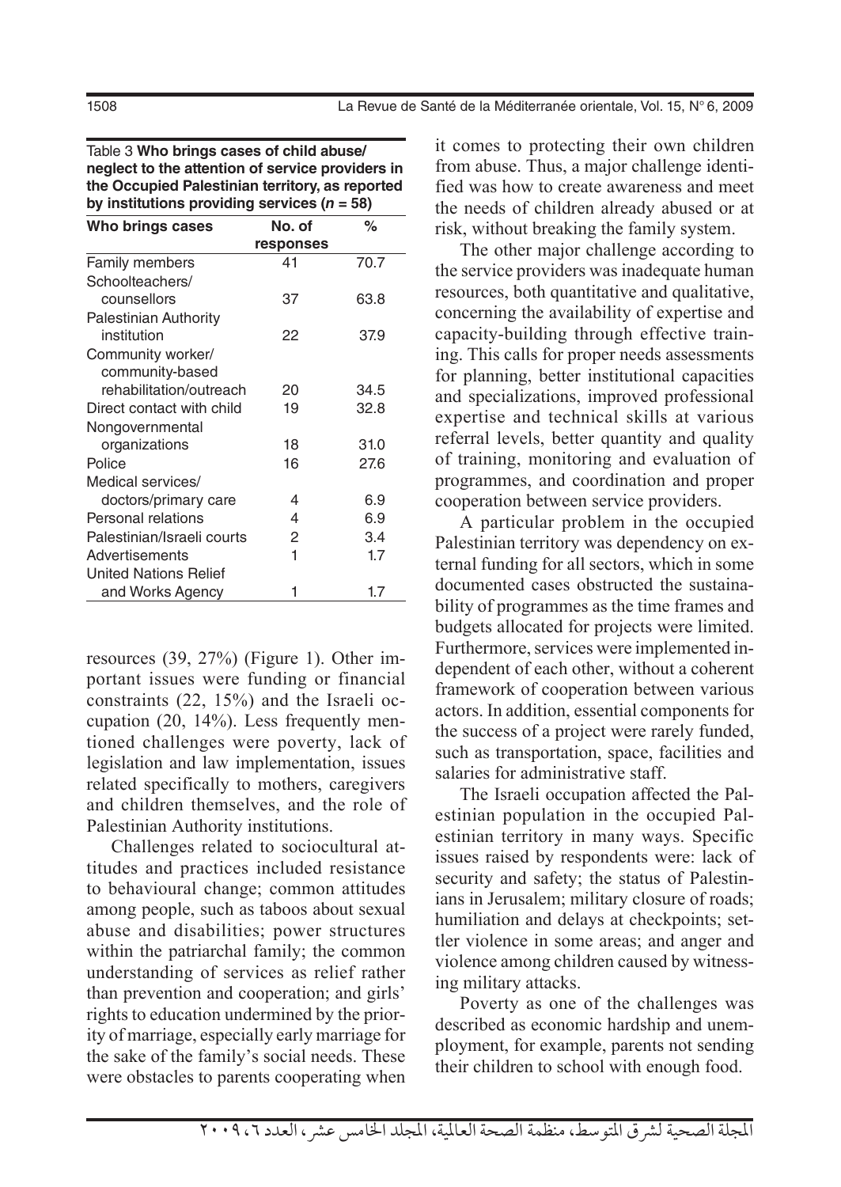Table 3 **Who brings cases of child abuse/neglect to the attention of service providers in the Occupied Palestinian territory, as reported by institutions providing services (*n* = 58)**

| Who brings cases | No. of responses | % |
|---|---|---|
| Family members | 41 | 70.7 |
| Schoolteachers/counsellors | 37 | 63.8 |
| Palestinian Authority institution | 22 | 37.9 |
| Community worker/community-based rehabilitation/outreach | 20 | 34.5 |
| Direct contact with child | 19 | 32.8 |
| Nongovernmental organizations | 18 | 31.0 |
| Police | 16 | 27.6 |
| Medical services/doctors/primary care | 4 | 6.9 |
| Personal relations | 4 | 6.9 |
| Palestinian/Israeli courts | 2 | 3.4 |
| Advertisements | 1 | 1.7 |
| United Nations Relief and Works Agency | 1 | 1.7 |

resources (39, 27%) (Figure 1). Other important issues were funding or financial constraints (22, 15%) and the Israeli occupation (20, 14%). Less frequently mentioned challenges were poverty, lack of legislation and law implementation, issues related specifically to mothers, caregivers and children themselves, and the role of Palestinian Authority institutions.

Challenges related to sociocultural attitudes and practices included resistance to behavioural change; common attitudes among people, such as taboos about sexual abuse and disabilities; power structures within the patriarchal family; the common understanding of services as relief rather than prevention and cooperation; and girls' rights to education undermined by the priority of marriage, especially early marriage for the sake of the family's social needs. These were obstacles to parents cooperating when it comes to protecting their own children from abuse. Thus, a major challenge identified was how to create awareness and meet the needs of children already abused or at risk, without breaking the family system.

The other major challenge according to the service providers was inadequate human resources, both quantitative and qualitative, concerning the availability of expertise and capacity-building through effective training. This calls for proper needs assessments for planning, better institutional capacities and specializations, improved professional expertise and technical skills at various referral levels, better quantity and quality of training, monitoring and evaluation of programmes, and coordination and proper cooperation between service providers.

A particular problem in the occupied Palestinian territory was dependency on external funding for all sectors, which in some documented cases obstructed the sustainability of programmes as the time frames and budgets allocated for projects were limited. Furthermore, services were implemented independent of each other, without a coherent framework of cooperation between various actors. In addition, essential components for the success of a project were rarely funded, such as transportation, space, facilities and salaries for administrative staff.

The Israeli occupation affected the Palestinian population in the occupied Palestinian territory in many ways. Specific issues raised by respondents were: lack of security and safety; the status of Palestinians in Jerusalem; military closure of roads; humiliation and delays at checkpoints; settler violence in some areas; and anger and violence among children caused by witnessing military attacks.

Poverty as one of the challenges was described as economic hardship and unemployment, for example, parents not sending their children to school with enough food.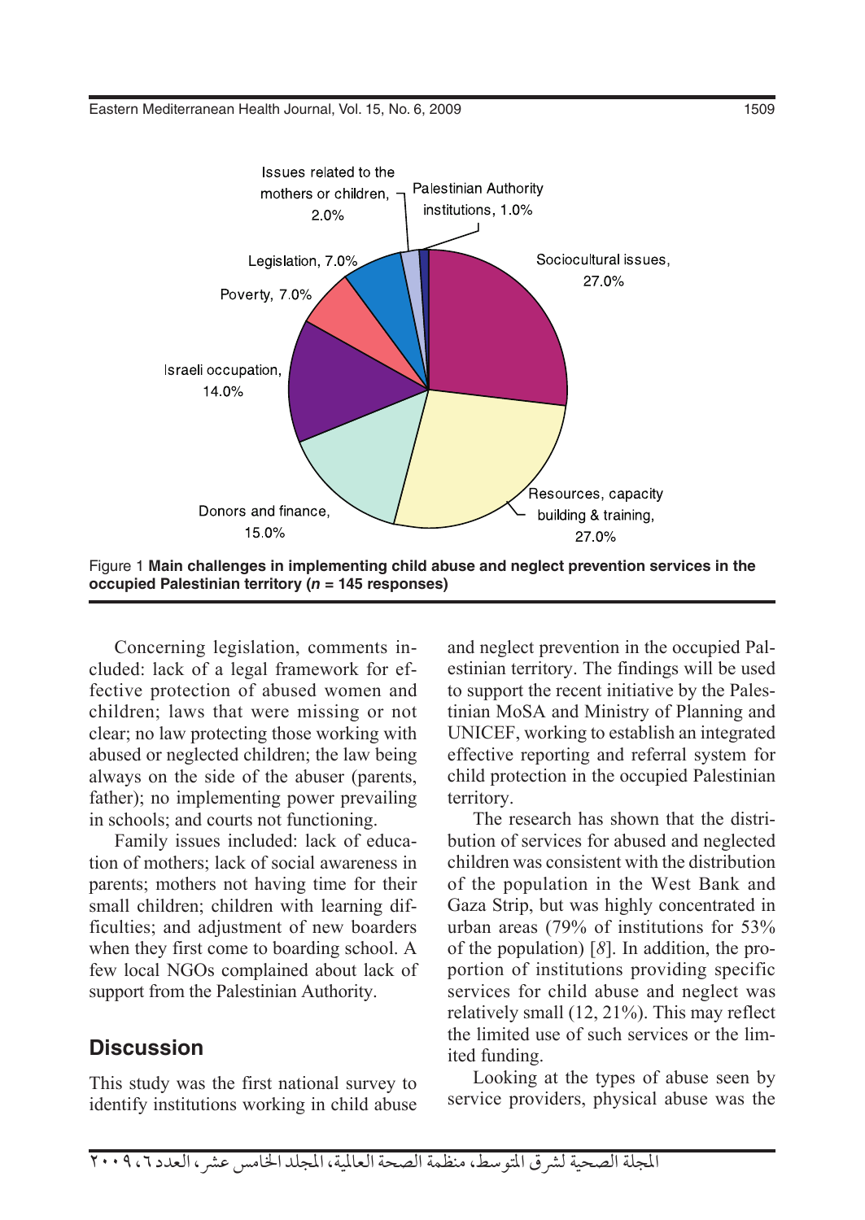Figure 1 **Main challenges in implementing child abuse and neglect prevention services in the occupied Palestinian territory (*n* = 145 responses)**

Concerning legislation, comments included: lack of a legal framework for effective protection of abused women and children; laws that were missing or not clear; no law protecting those working with abused or neglected children; the law being always on the side of the abuser (parents, father); no implementing power prevailing in schools; and courts not functioning.

Family issues included: lack of education of mothers; lack of social awareness in parents; mothers not having time for their small children; children with learning difficulties; and adjustment of new boarders when they first come to boarding school. A few local NGOs complained about lack of support from the Palestinian Authority.

## Discussion

This study was the first national survey to identify institutions working in child abuse and neglect prevention in the occupied Palestinian territory. The findings will be used to support the recent initiative by the Palestinian MoSA and Ministry of Planning and UNICEF, working to establish an integrated effective reporting and referral system for child protection in the occupied Palestinian territory.

The research has shown that the distribution of services for abused and neglected children was consistent with the distribution of the population in the West Bank and Gaza Strip, but was highly concentrated in urban areas (79% of institutions for 53% of the population) [*8*]. In addition, the proportion of institutions providing specific services for child abuse and neglect was relatively small (12, 21%). This may reflect the limited use of such services or the limited funding.

Looking at the types of abuse seen by service providers, physical abuse was the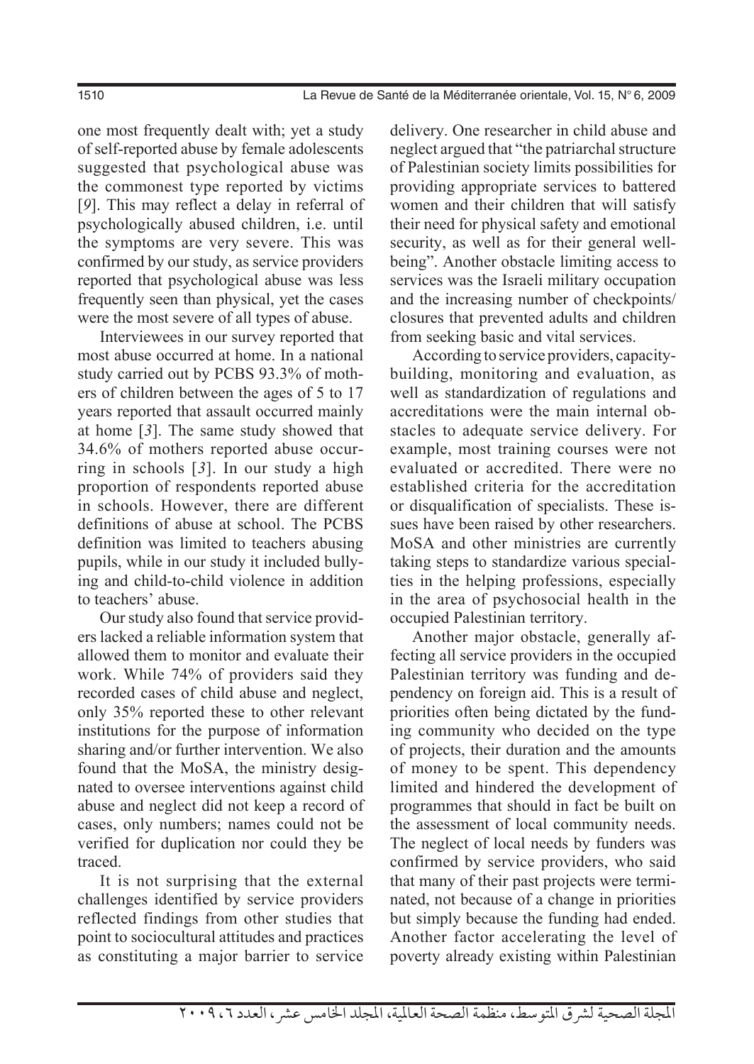one most frequently dealt with; yet a study of self-reported abuse by female adolescents suggested that psychological abuse was the commonest type reported by victims [*9*]. This may reflect a delay in referral of psychologically abused children, i.e. until the symptoms are very severe. This was confirmed by our study, as service providers reported that psychological abuse was less frequently seen than physical, yet the cases were the most severe of all types of abuse.

Interviewees in our survey reported that most abuse occurred at home. In a national study carried out by PCBS 93.3% of mothers of children between the ages of 5 to 17 years reported that assault occurred mainly at home [*3*]. The same study showed that 34.6% of mothers reported abuse occurring in schools [*3*]. In our study a high proportion of respondents reported abuse in schools. However, there are different definitions of abuse at school. The PCBS definition was limited to teachers abusing pupils, while in our study it included bullying and child-to-child violence in addition to teachers' abuse.

Our study also found that service providers lacked a reliable information system that allowed them to monitor and evaluate their work. While 74% of providers said they recorded cases of child abuse and neglect, only 35% reported these to other relevant institutions for the purpose of information sharing and/or further intervention. We also found that the MoSA, the ministry designated to oversee interventions against child abuse and neglect did not keep a record of cases, only numbers; names could not be verified for duplication nor could they be traced.

It is not surprising that the external challenges identified by service providers reflected findings from other studies that point to sociocultural attitudes and practices as constituting a major barrier to service delivery. One researcher in child abuse and neglect argued that "the patriarchal structure of Palestinian society limits possibilities for providing appropriate services to battered women and their children that will satisfy their need for physical safety and emotional security, as well as for their general well-being". Another obstacle limiting access to services was the Israeli military occupation and the increasing number of checkpoints/closures that prevented adults and children from seeking basic and vital services.

According to service providers, capacity-building, monitoring and evaluation, as well as standardization of regulations and accreditations were the main internal obstacles to adequate service delivery. For example, most training courses were not evaluated or accredited. There were no established criteria for the accreditation or disqualification of specialists. These issues have been raised by other researchers. MoSA and other ministries are currently taking steps to standardize various specialties in the helping professions, especially in the area of psychosocial health in the occupied Palestinian territory.

Another major obstacle, generally affecting all service providers in the occupied Palestinian territory was funding and dependency on foreign aid. This is a result of priorities often being dictated by the funding community who decided on the type of projects, their duration and the amounts of money to be spent. This dependency limited and hindered the development of programmes that should in fact be built on the assessment of local community needs. The neglect of local needs by funders was confirmed by service providers, who said that many of their past projects were terminated, not because of a change in priorities but simply because the funding had ended. Another factor accelerating the level of poverty already existing within Palestinian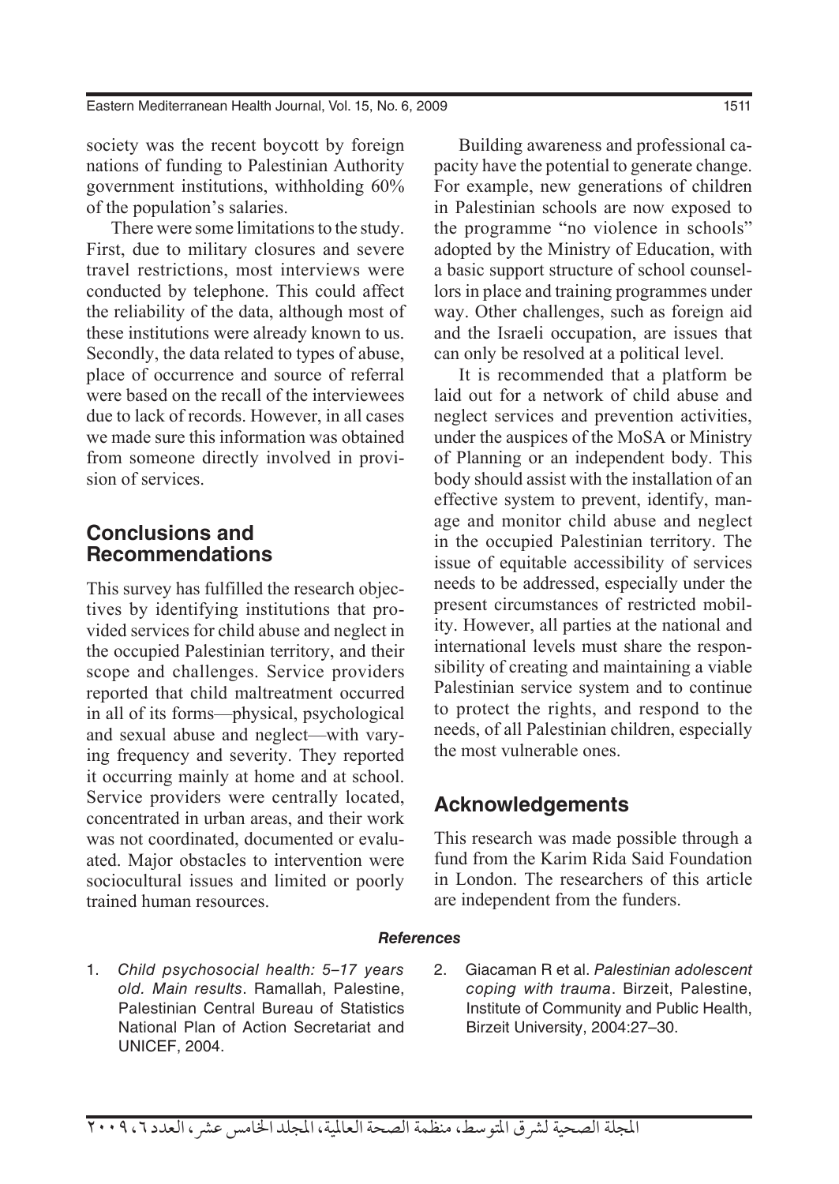society was the recent boycott by foreign nations of funding to Palestinian Authority government institutions, withholding 60% of the population's salaries.

There were some limitations to the study. First, due to military closures and severe travel restrictions, most interviews were conducted by telephone. This could affect the reliability of the data, although most of these institutions were already known to us. Secondly, the data related to types of abuse, place of occurrence and source of referral were based on the recall of the interviewees due to lack of records. However, in all cases we made sure this information was obtained from someone directly involved in provision of services.

## Conclusions and Recommendations

This survey has fulfilled the research objectives by identifying institutions that provided services for child abuse and neglect in the occupied Palestinian territory, and their scope and challenges. Service providers reported that child maltreatment occurred in all of its forms—physical, psychological and sexual abuse and neglect—with varying frequency and severity. They reported it occurring mainly at home and at school. Service providers were centrally located, concentrated in urban areas, and their work was not coordinated, documented or evaluated. Major obstacles to intervention were sociocultural issues and limited or poorly trained human resources.

Building awareness and professional capacity have the potential to generate change. For example, new generations of children in Palestinian schools are now exposed to the programme "no violence in schools" adopted by the Ministry of Education, with a basic support structure of school counsellors in place and training programmes under way. Other challenges, such as foreign aid and the Israeli occupation, are issues that can only be resolved at a political level.

It is recommended that a platform be laid out for a network of child abuse and neglect services and prevention activities, under the auspices of the MoSA or Ministry of Planning or an independent body. This body should assist with the installation of an effective system to prevent, identify, manage and monitor child abuse and neglect in the occupied Palestinian territory. The issue of equitable accessibility of services needs to be addressed, especially under the present circumstances of restricted mobility. However, all parties at the national and international levels must share the responsibility of creating and maintaining a viable Palestinian service system and to continue to protect the rights, and respond to the needs, of all Palestinian children, especially the most vulnerable ones.

## Acknowledgements

This research was made possible through a fund from the Karim Rida Said Foundation in London. The researchers of this article are independent from the funders.

### *References*

1. *Child psychosocial health: 5–17 years old. Main results*. Ramallah, Palestine, Palestinian Central Bureau of Statistics National Plan of Action Secretariat and UNICEF, 2004.
2. Giacaman R et al. *Palestinian adolescent coping with trauma*. Birzeit, Palestine, Institute of Community and Public Health, Birzeit University, 2004:27–30.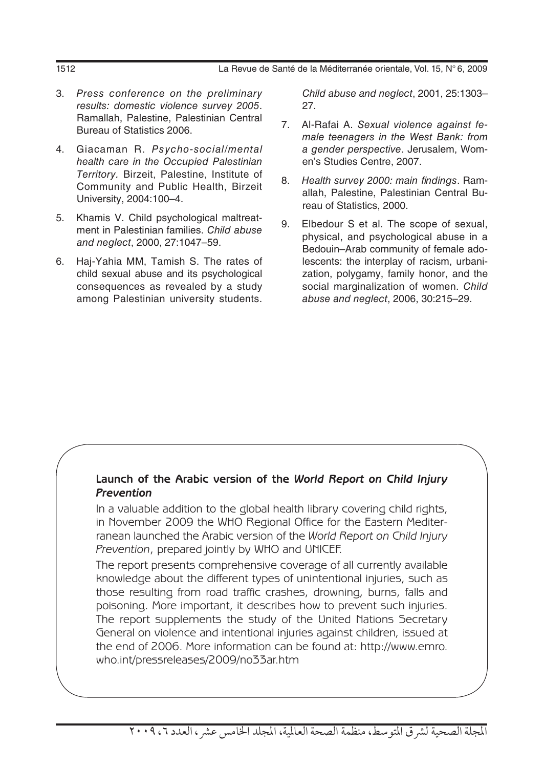3. *Press conference on the preliminary results: domestic violence survey 2005*. Ramallah, Palestine, Palestinian Central Bureau of Statistics 2006.
4. Giacaman R. *Psycho-social/mental health care in the Occupied Palestinian Territory*. Birzeit, Palestine, Institute of Community and Public Health, Birzeit University, 2004:100–4.
5. Khamis V. Child psychological maltreatment in Palestinian families. *Child abuse and neglect*, 2000, 27:1047–59.
6. Haj-Yahia MM, Tamish S. The rates of child sexual abuse and its psychological consequences as revealed by a study among Palestinian university students. *Child abuse and neglect*, 2001, 25:1303–27.
7. Al-Rafai A. *Sexual violence against female teenagers in the West Bank: from a gender perspective*. Jerusalem, Women's Studies Centre, 2007.
8. *Health survey 2000: main findings*. Ramallah, Palestine, Palestinian Central Bureau of Statistics, 2000.
9. Elbedour S et al. The scope of sexual, physical, and psychological abuse in a Bedouin–Arab community of female adolescents: the interplay of racism, urbanization, polygamy, family honor, and the social marginalization of women. *Child abuse and neglect*, 2006, 30:215–29.

**Launch of the Arabic version of the *World Report on Child Injury Prevention***

In a valuable addition to the global health library covering child rights, in November 2009 the WHO Regional Office for the Eastern Mediterranean launched the Arabic version of the *World Report on Child Injury Prevention*, prepared jointly by WHO and UNICEF.

The report presents comprehensive coverage of all currently available knowledge about the different types of unintentional injuries, such as those resulting from road traffic crashes, drowning, burns, falls and poisoning. More important, it describes how to prevent such injuries. The report supplements the study of the United Nations Secretary General on violence and intentional injuries against children, issued at the end of 2006. More information can be found at: http://www.emro.who.int/pressreleases/2009/no33ar.htm